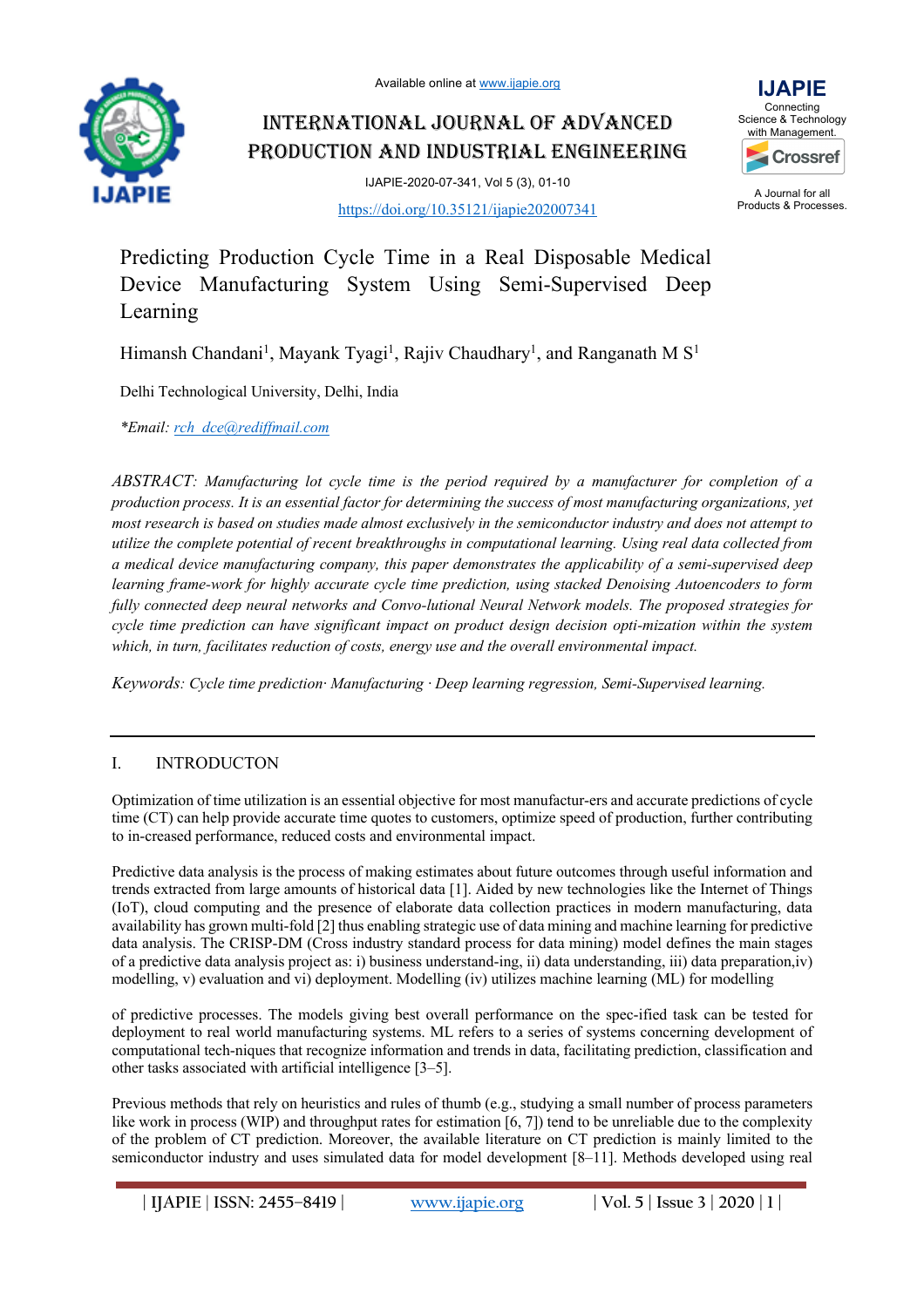Available online at www.ijapie.org

# INTERNATIONAL JOURNAL OF ADVANCED PRODUCTION AND INDUSTRIAL ENGINEERING

IJAPIE-2020-07-341, Vol 5 (3), 01-10

https://doi.org/10.35121/ijapie202007341

## Predicting Production Cycle Time in a Real Disposable Medical Device Manufacturing System Using Semi-Supervised Deep Learning

Himansh Chandani[1], Mayank Tyagi[1], Rajiv Chaudhary[1], and Ranganath M S[1]

Delhi Technological University, Delhi, India

*\*Email: rch_dce@rediffmail.com*

*ABSTRACT: Manufacturing lot cycle time is the period required by a manufacturer for completion of a production process. It is an essential factor for determining the success of most manufacturing organizations, yet most research is based on studies made almost exclusively in the semiconductor industry and does not attempt to utilize the complete potential of recent breakthroughs in computational learning. Using real data collected from a medical device manufacturing company, this paper demonstrates the applicability of a semi-supervised deep learning frame-work for highly accurate cycle time prediction, using stacked Denoising Autoencoders to form fully connected deep neural networks and Convo-lutional Neural Network models. The proposed strategies for cycle time prediction can have significant impact on product design decision opti-mization within the system which, in turn, facilitates reduction of costs, energy use and the overall environmental impact.*

*Keywords: Cycle time prediction· Manufacturing · Deep learning regression, Semi-Supervised learning.*

## I. INTRODUCTON

Optimization of time utilization is an essential objective for most manufactur-ers and accurate predictions of cycle time (CT) can help provide accurate time quotes to customers, optimize speed of production, further contributing to in-creased performance, reduced costs and environmental impact.

Predictive data analysis is the process of making estimates about future outcomes through useful information and trends extracted from large amounts of historical data [1]. Aided by new technologies like the Internet of Things (IoT), cloud computing and the presence of elaborate data collection practices in modern manufacturing, data availability has grown multi-fold [2] thus enabling strategic use of data mining and machine learning for predictive data analysis. The CRISP-DM (Cross industry standard process for data mining) model defines the main stages of a predictive data analysis project as: i) business understand-ing, ii) data understanding, iii) data preparation,iv) modelling, v) evaluation and vi) deployment. Modelling (iv) utilizes machine learning (ML) for modelling

of predictive processes. The models giving best overall performance on the spec-ified task can be tested for deployment to real world manufacturing systems. ML refers to a series of systems concerning development of computational tech-niques that recognize information and trends in data, facilitating prediction, classification and other tasks associated with artificial intelligence [3–5].

Previous methods that rely on heuristics and rules of thumb (e.g., studying a small number of process parameters like work in process (WIP) and throughput rates for estimation [6, 7]) tend to be unreliable due to the complexity of the problem of CT prediction. Moreover, the available literature on CT prediction is mainly limited to the semiconductor industry and uses simulated data for model development [8–11]. Methods developed using real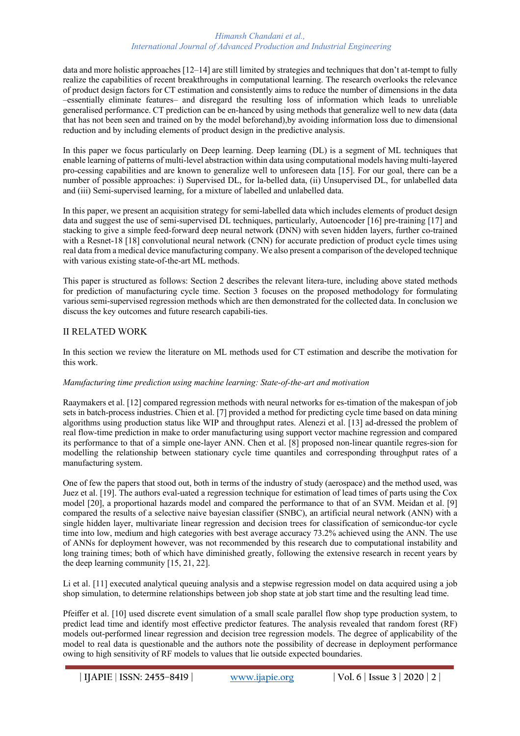data and more holistic approaches [12–14] are still limited by strategies and techniques that don't at-tempt to fully realize the capabilities of recent breakthroughs in computational learning. The research overlooks the relevance of product design factors for CT estimation and consistently aims to reduce the number of dimensions in the data –essentially eliminate features– and disregard the resulting loss of information which leads to unreliable generalised performance. CT prediction can be en-hanced by using methods that generalize well to new data (data that has not been seen and trained on by the model beforehand),by avoiding information loss due to dimensional reduction and by including elements of product design in the predictive analysis.

In this paper we focus particularly on Deep learning. Deep learning (DL) is a segment of ML techniques that enable learning of patterns of multi-level abstraction within data using computational models having multi-layered pro-cessing capabilities and are known to generalize well to unforeseen data [15]. For our goal, there can be a number of possible approaches: i) Supervised DL, for la-belled data, (ii) Unsupervised DL, for unlabelled data and (iii) Semi-supervised learning, for a mixture of labelled and unlabelled data.

In this paper, we present an acquisition strategy for semi-labelled data which includes elements of product design data and suggest the use of semi-supervised DL techniques, particularly, Autoencoder [16] pre-training [17] and stacking to give a simple feed-forward deep neural network (DNN) with seven hidden layers, further co-trained with a Resnet-18 [18] convolutional neural network (CNN) for accurate prediction of product cycle times using real data from a medical device manufacturing company. We also present a comparison of the developed technique with various existing state-of-the-art ML methods.

This paper is structured as follows: Section 2 describes the relevant litera-ture, including above stated methods for prediction of manufacturing cycle time. Section 3 focuses on the proposed methodology for formulating various semi-supervised regression methods which are then demonstrated for the collected data. In conclusion we discuss the key outcomes and future research capabili-ties.

## II RELATED WORK

In this section we review the literature on ML methods used for CT estimation and describe the motivation for this work.

*Manufacturing time prediction using machine learning: State-of-the-art and motivation*

Raaymakers et al. [12] compared regression methods with neural networks for es-timation of the makespan of job sets in batch-process industries. Chien et al. [7] provided a method for predicting cycle time based on data mining algorithms using production status like WIP and throughput rates. Alenezi et al. [13] ad-dressed the problem of real flow-time prediction in make to order manufacturing using support vector machine regression and compared its performance to that of a simple one-layer ANN. Chen et al. [8] proposed non-linear quantile regres-sion for modelling the relationship between stationary cycle time quantiles and corresponding throughput rates of a manufacturing system.

One of few the papers that stood out, both in terms of the industry of study (aerospace) and the method used, was Juez et al. [19]. The authors eval-uated a regression technique for estimation of lead times of parts using the Cox model [20], a proportional hazards model and compared the performance to that of an SVM. Meidan et al. [9] compared the results of a selective naive bayesian classifier (SNBC), an artificial neural network (ANN) with a single hidden layer, multivariate linear regression and decision trees for classification of semiconduc-tor cycle time into low, medium and high categories with best average accuracy 73.2% achieved using the ANN. The use of ANNs for deployment however, was not recommended by this research due to computational instability and long training times; both of which have diminished greatly, following the extensive research in recent years by the deep learning community [15, 21, 22].

Li et al. [11] executed analytical queuing analysis and a stepwise regression model on data acquired using a job shop simulation, to determine relationships between job shop state at job start time and the resulting lead time.

Pfeiffer et al. [10] used discrete event simulation of a small scale parallel flow shop type production system, to predict lead time and identify most effective predictor features. The analysis revealed that random forest (RF) models out-performed linear regression and decision tree regression models. The degree of applicability of the model to real data is questionable and the authors note the possibility of decrease in deployment performance owing to high sensitivity of RF models to values that lie outside expected boundaries.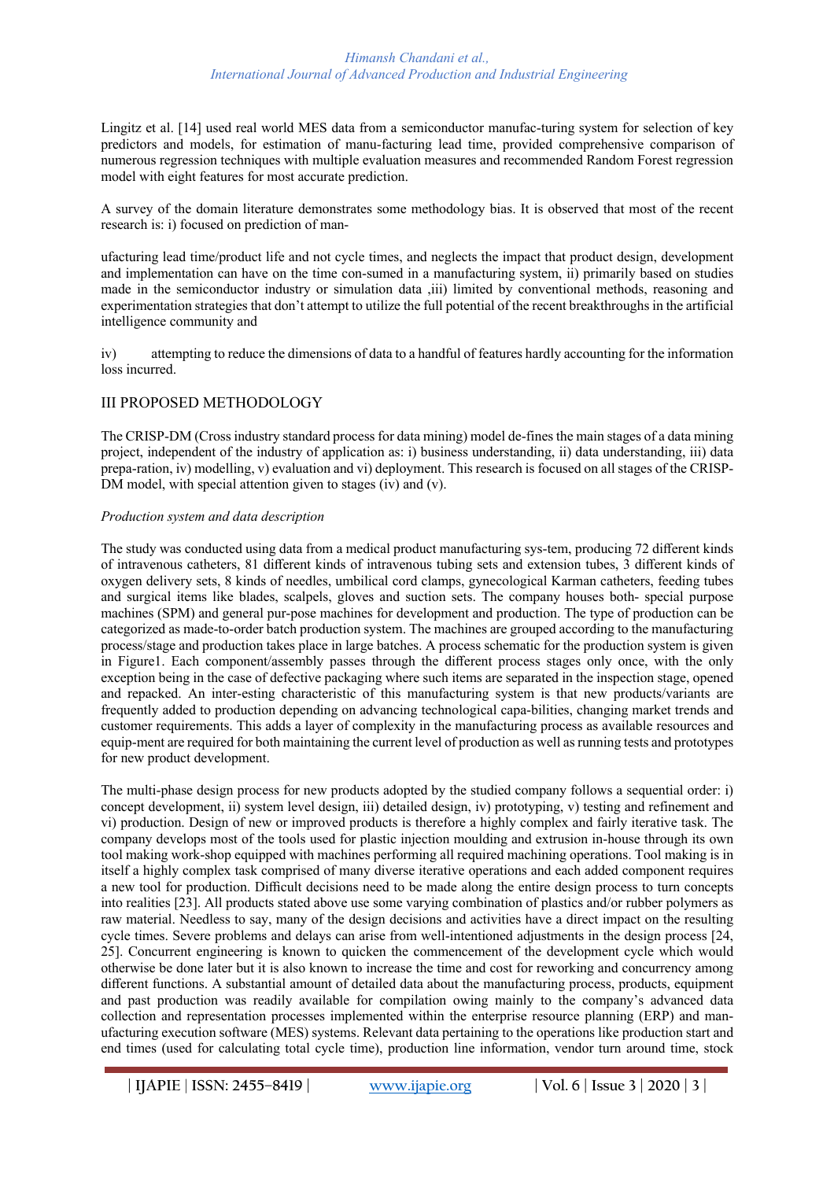Lingitz et al. [14] used real world MES data from a semiconductor manufac-turing system for selection of key predictors and models, for estimation of manu-facturing lead time, provided comprehensive comparison of numerous regression techniques with multiple evaluation measures and recommended Random Forest regression model with eight features for most accurate prediction.

A survey of the domain literature demonstrates some methodology bias. It is observed that most of the recent research is: i) focused on prediction of man-

ufacturing lead time/product life and not cycle times, and neglects the impact that product design, development and implementation can have on the time con-sumed in a manufacturing system, ii) primarily based on studies made in the semiconductor industry or simulation data ,iii) limited by conventional methods, reasoning and experimentation strategies that don't attempt to utilize the full potential of the recent breakthroughs in the artificial intelligence community and

iv) attempting to reduce the dimensions of data to a handful of features hardly accounting for the information loss incurred.

## III PROPOSED METHODOLOGY

The CRISP-DM (Cross industry standard process for data mining) model de-fines the main stages of a data mining project, independent of the industry of application as: i) business understanding, ii) data understanding, iii) data prepa-ration, iv) modelling, v) evaluation and vi) deployment. This research is focused on all stages of the CRISP-DM model, with special attention given to stages (iv) and (v).

### *Production system and data description*

The study was conducted using data from a medical product manufacturing sys-tem, producing 72 different kinds of intravenous catheters, 81 different kinds of intravenous tubing sets and extension tubes, 3 different kinds of oxygen delivery sets, 8 kinds of needles, umbilical cord clamps, gynecological Karman catheters, feeding tubes and surgical items like blades, scalpels, gloves and suction sets. The company houses both- special purpose machines (SPM) and general pur-pose machines for development and production. The type of production can be categorized as made-to-order batch production system. The machines are grouped according to the manufacturing process/stage and production takes place in large batches. A process schematic for the production system is given in Figure1. Each component/assembly passes through the different process stages only once, with the only exception being in the case of defective packaging where such items are separated in the inspection stage, opened and repacked. An inter-esting characteristic of this manufacturing system is that new products/variants are frequently added to production depending on advancing technological capa-bilities, changing market trends and customer requirements. This adds a layer of complexity in the manufacturing process as available resources and equip-ment are required for both maintaining the current level of production as well as running tests and prototypes for new product development.

The multi-phase design process for new products adopted by the studied company follows a sequential order: i) concept development, ii) system level design, iii) detailed design, iv) prototyping, v) testing and refinement and vi) production. Design of new or improved products is therefore a highly complex and fairly iterative task. The company develops most of the tools used for plastic injection moulding and extrusion in-house through its own tool making work-shop equipped with machines performing all required machining operations. Tool making is in itself a highly complex task comprised of many diverse iterative operations and each added component requires a new tool for production. Difficult decisions need to be made along the entire design process to turn concepts into realities [23]. All products stated above use some varying combination of plastics and/or rubber polymers as raw material. Needless to say, many of the design decisions and activities have a direct impact on the resulting cycle times. Severe problems and delays can arise from well-intentioned adjustments in the design process [24, 25]. Concurrent engineering is known to quicken the commencement of the development cycle which would otherwise be done later but it is also known to increase the time and cost for reworking and concurrency among different functions. A substantial amount of detailed data about the manufacturing process, products, equipment and past production was readily available for compilation owing mainly to the company's advanced data collection and representation processes implemented within the enterprise resource planning (ERP) and man-ufacturing execution software (MES) systems. Relevant data pertaining to the operations like production start and end times (used for calculating total cycle time), production line information, vendor turn around time, stock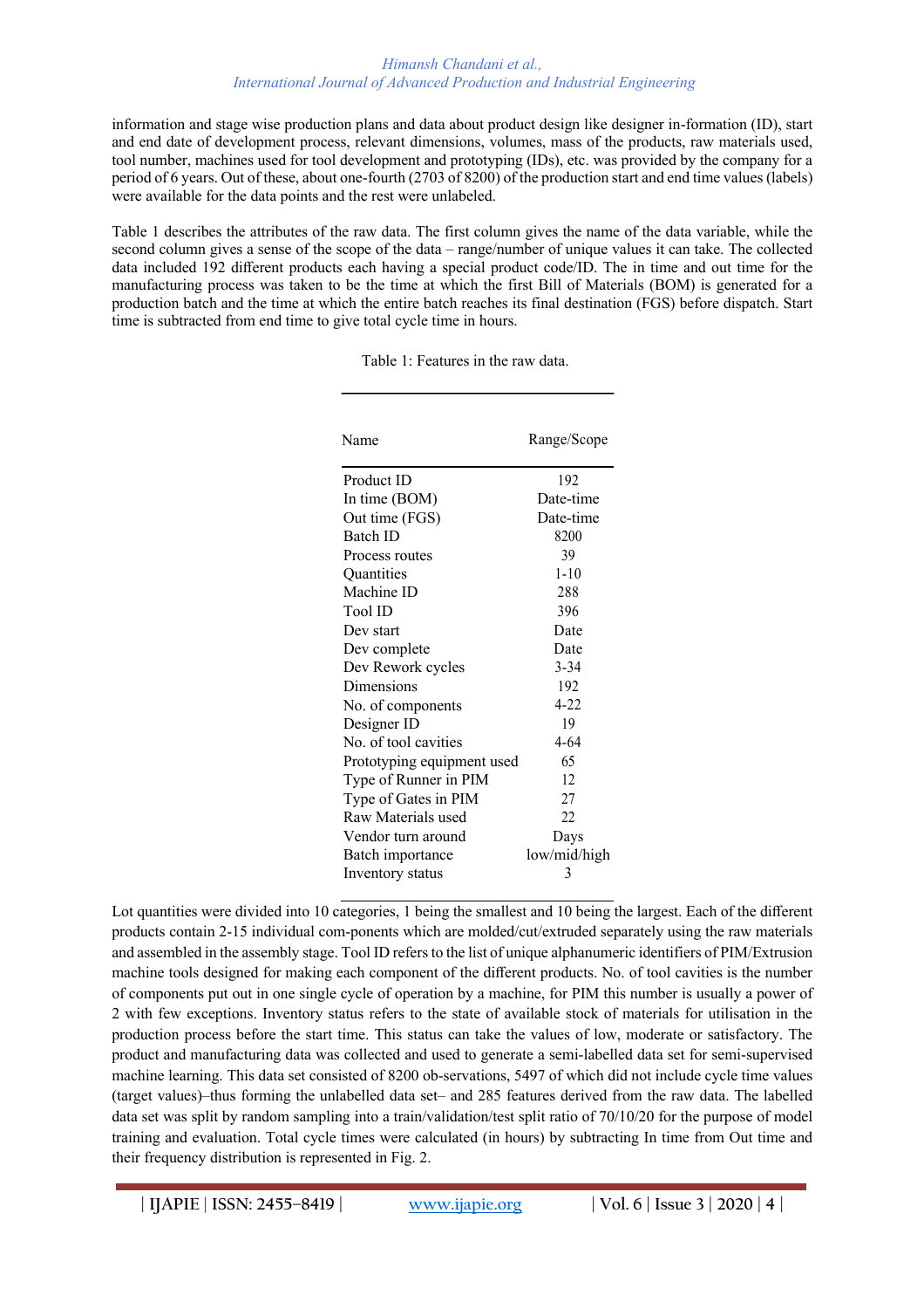information and stage wise production plans and data about product design like designer in-formation (ID), start and end date of development process, relevant dimensions, volumes, mass of the products, raw materials used, tool number, machines used for tool development and prototyping (IDs), etc. was provided by the company for a period of 6 years. Out of these, about one-fourth (2703 of 8200) of the production start and end time values (labels) were available for the data points and the rest were unlabeled.

Table 1 describes the attributes of the raw data. The first column gives the name of the data variable, while the second column gives a sense of the scope of the data – range/number of unique values it can take. The collected data included 192 different products each having a special product code/ID. The in time and out time for the manufacturing process was taken to be the time at which the first Bill of Materials (BOM) is generated for a production batch and the time at which the entire batch reaches its final destination (FGS) before dispatch. Start time is subtracted from end time to give total cycle time in hours.

Table 1: Features in the raw data.

| Name | Range/Scope |
|---|---|
| Product ID | 192 |
| In time (BOM) | Date-time |
| Out time (FGS) | Date-time |
| Batch ID | 8200 |
| Process routes | 39 |
| Quantities | 1-10 |
| Machine ID | 288 |
| Tool ID | 396 |
| Dev start | Date |
| Dev complete | Date |
| Dev Rework cycles | 3-34 |
| Dimensions | 192 |
| No. of components | 4-22 |
| Designer ID | 19 |
| No. of tool cavities | 4-64 |
| Prototyping equipment used | 65 |
| Type of Runner in PIM | 12 |
| Type of Gates in PIM | 27 |
| Raw Materials used | 22 |
| Vendor turn around | Days |
| Batch importance | low/mid/high |
| Inventory status | 3 |

Lot quantities were divided into 10 categories, 1 being the smallest and 10 being the largest. Each of the different products contain 2-15 individual com-ponents which are molded/cut/extruded separately using the raw materials and assembled in the assembly stage. Tool ID refers to the list of unique alphanumeric identifiers of PIM/Extrusion machine tools designed for making each component of the different products. No. of tool cavities is the number of components put out in one single cycle of operation by a machine, for PIM this number is usually a power of 2 with few exceptions. Inventory status refers to the state of available stock of materials for utilisation in the production process before the start time. This status can take the values of low, moderate or satisfactory. The product and manufacturing data was collected and used to generate a semi-labelled data set for semi-supervised machine learning. This data set consisted of 8200 ob-servations, 5497 of which did not include cycle time values (target values)–thus forming the unlabelled data set– and 285 features derived from the raw data. The labelled data set was split by random sampling into a train/validation/test split ratio of 70/10/20 for the purpose of model training and evaluation. Total cycle times were calculated (in hours) by subtracting In time from Out time and their frequency distribution is represented in Fig. 2.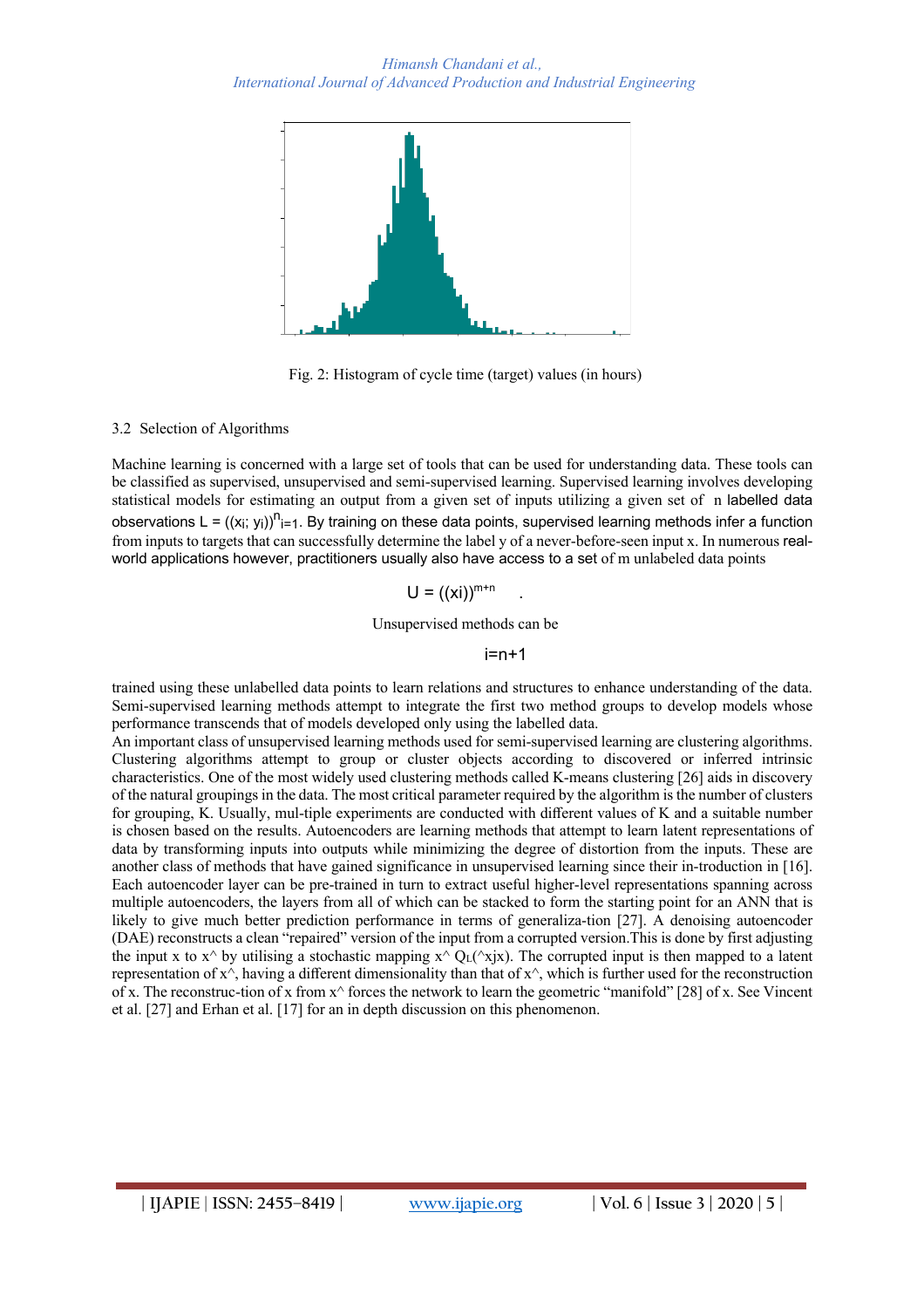Fig. 2: Histogram of cycle time (target) values (in hours)

### 3.2 Selection of Algorithms

Machine learning is concerned with a large set of tools that can be used for understanding data. These tools can be classified as supervised, unsupervised and semi-supervised learning. Supervised learning involves developing statistical models for estimating an output from a given set of inputs utilizing a given set of n labelled data observations $L = ((x_i; y_i))^n_{i=1}$. By training on these data points, supervised learning methods infer a function from inputs to targets that can successfully determine the label y of a never-before-seen input x. In numerous real-world applications however, practitioners usually also have access to a set of m unlabeled data points

$$U = ((xi))^{m+n}_{i=n+1}.$$

Unsupervised methods can be trained using these unlabelled data points to learn relations and structures to enhance understanding of the data. Semi-supervised learning methods attempt to integrate the first two method groups to develop models whose performance transcends that of models developed only using the labelled data.

An important class of unsupervised learning methods used for semi-supervised learning are clustering algorithms. Clustering algorithms attempt to group or cluster objects according to discovered or inferred intrinsic characteristics. One of the most widely used clustering methods called K-means clustering [26] aids in discovery of the natural groupings in the data. The most critical parameter required by the algorithm is the number of clusters for grouping, K. Usually, mul-tiple experiments are conducted with different values of K and a suitable number is chosen based on the results. Autoencoders are learning methods that attempt to learn latent representations of data by transforming inputs into outputs while minimizing the degree of distortion from the inputs. These are another class of methods that have gained significance in unsupervised learning since their in-troduction in [16]. Each autoencoder layer can be pre-trained in turn to extract useful higher-level representations spanning across multiple autoencoders, the layers from all of which can be stacked to form the starting point for an ANN that is likely to give much better prediction performance in terms of generaliza-tion [27]. A denoising autoencoder (DAE) reconstructs a clean "repaired" version of the input from a corrupted version.This is done by first adjusting the input x to x^ by utilising a stochastic mapping x^ $Q_L$(^xjx). The corrupted input is then mapped to a latent representation of x^, having a different dimensionality than that of x^, which is further used for the reconstruction of x. The reconstruc-tion of x from x^ forces the network to learn the geometric "manifold" [28] of x. See Vincent et al. [27] and Erhan et al. [17] for an in depth discussion on this phenomenon.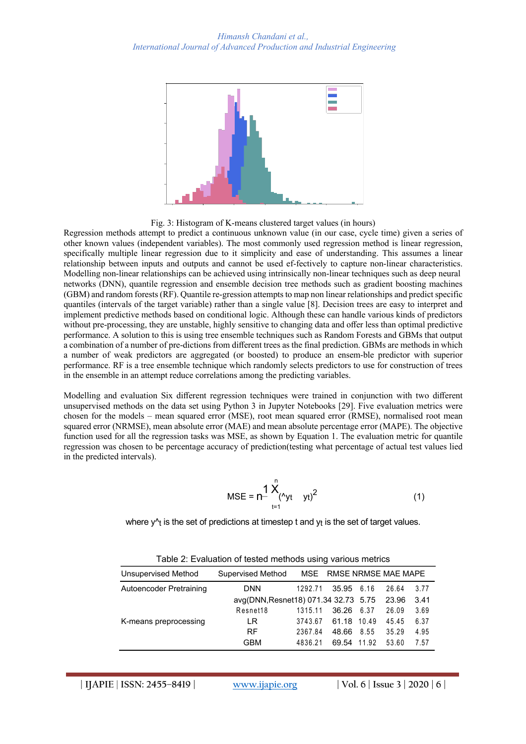Fig. 3: Histogram of K-means clustered target values (in hours)

Regression methods attempt to predict a continuous unknown value (in our case, cycle time) given a series of other known values (independent variables). The most commonly used regression method is linear regression, specifically multiple linear regression due to it simplicity and ease of understanding. This assumes a linear relationship between inputs and outputs and cannot be used ef-fectively to capture non-linear characteristics. Modelling non-linear relationships can be achieved using intrinsically non-linear techniques such as deep neural networks (DNN), quantile regression and ensemble decision tree methods such as gradient boosting machines (GBM) and random forests (RF). Quantile re-gression attempts to map non linear relationships and predict specific quantiles (intervals of the target variable) rather than a single value [8]. Decision trees are easy to interpret and implement predictive methods based on conditional logic. Although these can handle various kinds of predictors without pre-processing, they are unstable, highly sensitive to changing data and offer less than optimal predictive performance. A solution to this is using tree ensemble techniques such as Random Forests and GBMs that output a combination of a number of pre-dictions from different trees as the final prediction. GBMs are methods in which a number of weak predictors are aggregated (or boosted) to produce an ensem-ble predictor with superior performance. RF is a tree ensemble technique which randomly selects predictors to use for construction of trees in the ensemble in an attempt reduce correlations among the predicting variables.

Modelling and evaluation Six different regression techniques were trained in conjunction with two different unsupervised methods on the data set using Python 3 in Jupyter Notebooks [29]. Five evaluation metrics were chosen for the models – mean squared error (MSE), root mean squared error (RMSE), normalised root mean squared error (NRMSE), mean absolute error (MAE) and mean absolute percentage error (MAPE). The objective function used for all the regression tasks was MSE, as shown by Equation 1. The evaluation metric for quantile regression was chosen to be percentage accuracy of prediction(testing what percentage of actual test values lied in the predicted intervals).

$$MSE = \frac{1}{n}\sum_{t=1}^{n}(\hat{y}_t - y_t)^2 \quad (1)$$

where $\hat{y}_t$ is the set of predictions at timestep t and $y_t$ is the set of target values.

Table 2: Evaluation of tested methods using various metrics

| Unsupervised Method | Supervised Method | MSE | RMSE | NRMSE | MAE | MAPE |
|---|---|---|---|---|---|---|
| Autoencoder Pretraining | DNN | 1292.71 | 35.95 | 6.16 | 26.64 | 3.77 |
| | avg(DNN,Resnet18) | 071.34 | 32.73 | 5.75 | 23.96 | 3.41 |
| | Resnet18 | 1315.11 | 36.26 | 6.37 | 26.09 | 3.69 |
| K-means preprocessing | LR | 3743.67 | 61.18 | 10.49 | 45.45 | 6.37 |
| | RF | 2367.84 | 48.66 | 8.55 | 35.29 | 4.95 |
| | GBM | 4836.21 | 69.54 | 11.92 | 53.60 | 7.57 |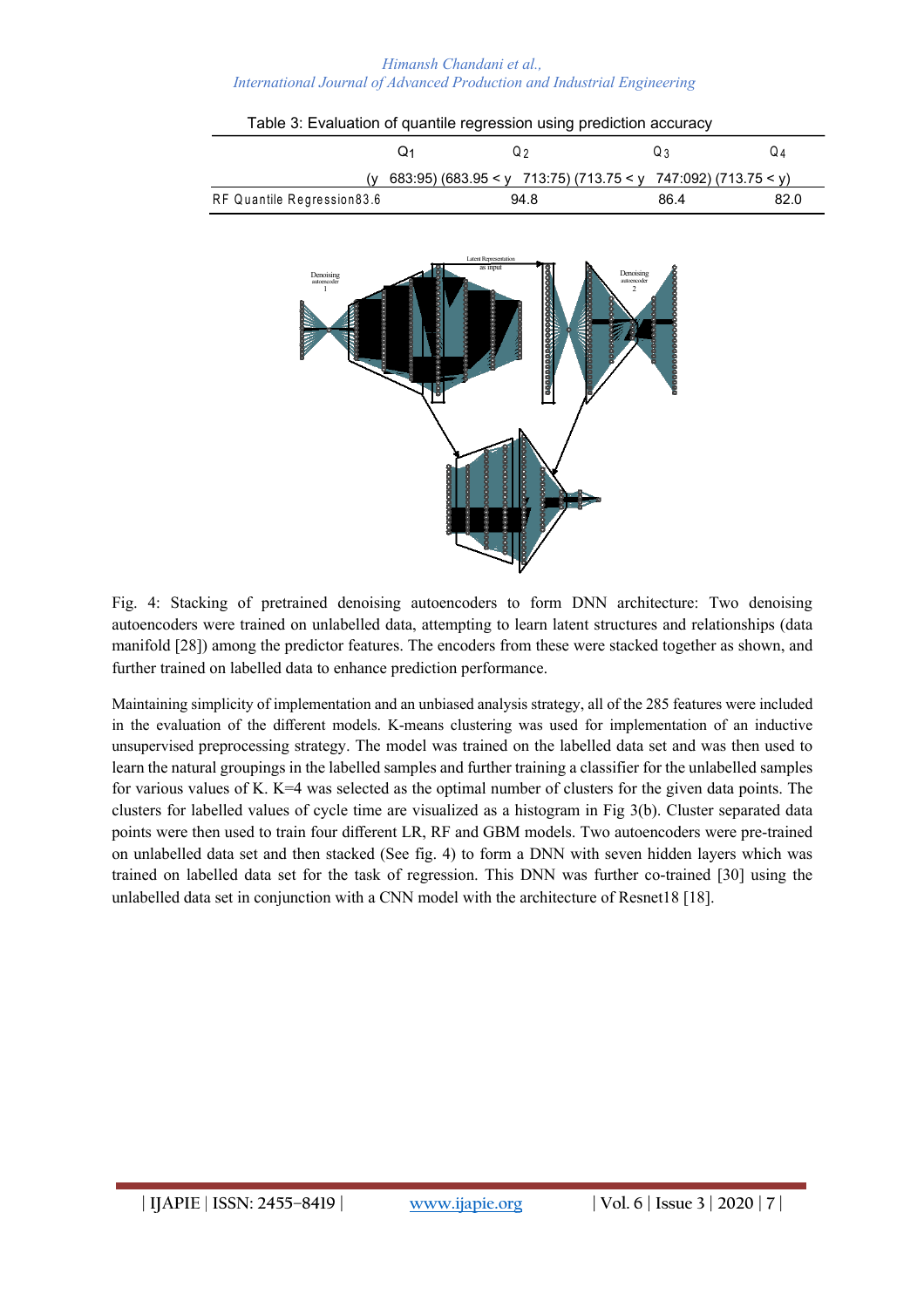Table 3: Evaluation of quantile regression using prediction accuracy

| | $Q_1$ | $Q_2$ | $Q_3$ | $Q_4$ |
|---|---|---|---|---|
| | (y 683:95) | (683.95 < y 713:75) | (713.75 < y 747:092) | (713.75 < y) |
| RF Quantile Regression | 83.6 | 94.8 | 86.4 | 82.0 |

Fig. 4: Stacking of pretrained denoising autoencoders to form DNN architecture: Two denoising autoencoders were trained on unlabelled data, attempting to learn latent structures and relationships (data manifold [28]) among the predictor features. The encoders from these were stacked together as shown, and further trained on labelled data to enhance prediction performance.

Maintaining simplicity of implementation and an unbiased analysis strategy, all of the 285 features were included in the evaluation of the different models. K-means clustering was used for implementation of an inductive unsupervised preprocessing strategy. The model was trained on the labelled data set and was then used to learn the natural groupings in the labelled samples and further training a classifier for the unlabelled samples for various values of K. K=4 was selected as the optimal number of clusters for the given data points. The clusters for labelled values of cycle time are visualized as a histogram in Fig 3(b). Cluster separated data points were then used to train four different LR, RF and GBM models. Two autoencoders were pre-trained on unlabelled data set and then stacked (See fig. 4) to form a DNN with seven hidden layers which was trained on labelled data set for the task of regression. This DNN was further co-trained [30] using the unlabelled data set in conjunction with a CNN model with the architecture of Resnet18 [18].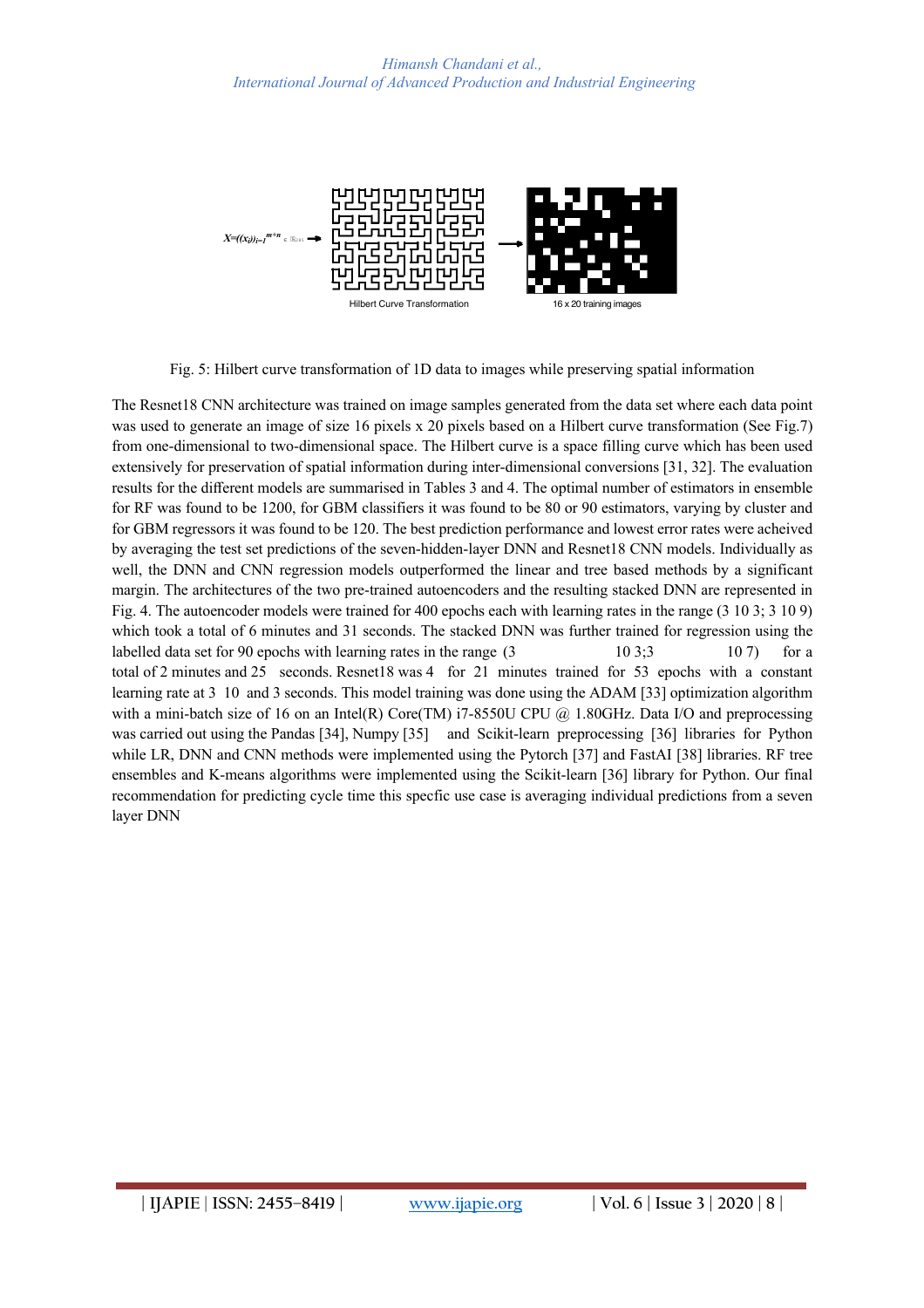Fig. 5: Hilbert curve transformation of 1D data to images while preserving spatial information

The Resnet18 CNN architecture was trained on image samples generated from the data set where each data point was used to generate an image of size 16 pixels x 20 pixels based on a Hilbert curve transformation (See Fig.7) from one-dimensional to two-dimensional space. The Hilbert curve is a space filling curve which has been used extensively for preservation of spatial information during inter-dimensional conversions [31, 32]. The evaluation results for the different models are summarised in Tables 3 and 4. The optimal number of estimators in ensemble for RF was found to be 1200, for GBM classifiers it was found to be 80 or 90 estimators, varying by cluster and for GBM regressors it was found to be 120. The best prediction performance and lowest error rates were acheived by averaging the test set predictions of the seven-hidden-layer DNN and Resnet18 CNN models. Individually as well, the DNN and CNN regression models outperformed the linear and tree based methods by a significant margin. The architectures of the two pre-trained autoencoders and the resulting stacked DNN are represented in Fig. 4. The autoencoder models were trained for 400 epochs each with learning rates in the range (3 10 3; 3 10 9) which took a total of 6 minutes and 31 seconds. The stacked DNN was further trained for regression using the labelled data set for 90 epochs with learning rates in the range (3 10 3;3 10 7) for a total of 2 minutes and 25 seconds. Resnet18 was 4 for 21 minutes trained for 53 epochs with a constant learning rate at 3 10 and 3 seconds. This model training was done using the ADAM [33] optimization algorithm with a mini-batch size of 16 on an Intel(R) Core(TM) i7-8550U CPU @ 1.80GHz. Data I/O and preprocessing was carried out using the Pandas [34], Numpy [35] and Scikit-learn preprocessing [36] libraries for Python while LR, DNN and CNN methods were implemented using the Pytorch [37] and FastAI [38] libraries. RF tree ensembles and K-means algorithms were implemented using the Scikit-learn [36] library for Python. Our final recommendation for predicting cycle time this specfic use case is averaging individual predictions from a seven layer DNN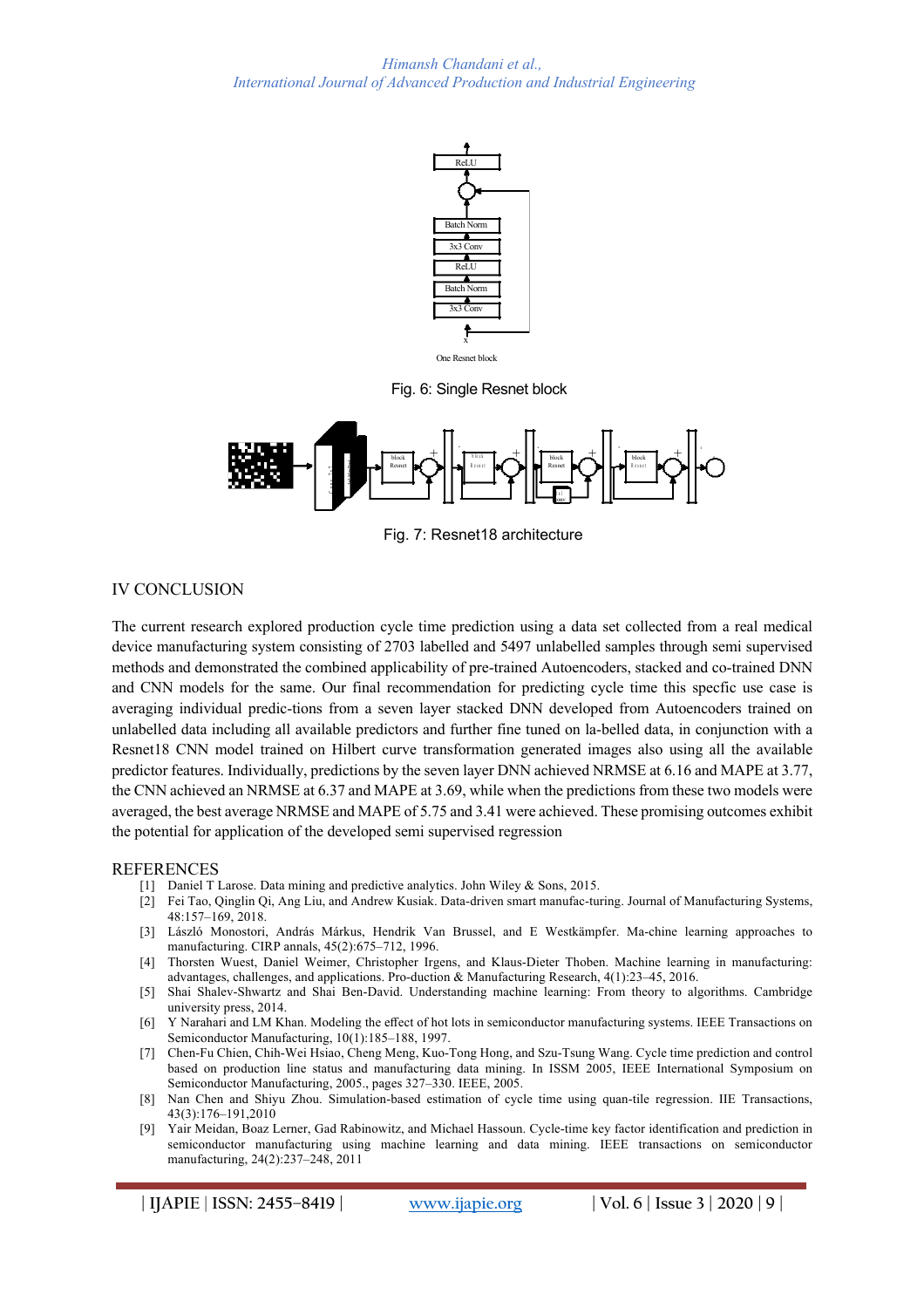Fig. 6: Single Resnet block

Fig. 7: Resnet18 architecture

## IV CONCLUSION

The current research explored production cycle time prediction using a data set collected from a real medical device manufacturing system consisting of 2703 labelled and 5497 unlabelled samples through semi supervised methods and demonstrated the combined applicability of pre-trained Autoencoders, stacked and co-trained DNN and CNN models for the same. Our final recommendation for predicting cycle time this specfic use case is averaging individual predic-tions from a seven layer stacked DNN developed from Autoencoders trained on unlabelled data including all available predictors and further fine tuned on la-belled data, in conjunction with a Resnet18 CNN model trained on Hilbert curve transformation generated images also using all the available predictor features. Individually, predictions by the seven layer DNN achieved NRMSE at 6.16 and MAPE at 3.77, the CNN achieved an NRMSE at 6.37 and MAPE at 3.69, while when the predictions from these two models were averaged, the best average NRMSE and MAPE of 5.75 and 3.41 were achieved. These promising outcomes exhibit the potential for application of the developed semi supervised regression

## REFERENCES

[1] Daniel T Larose. Data mining and predictive analytics. John Wiley & Sons, 2015.

[2] Fei Tao, Qinglin Qi, Ang Liu, and Andrew Kusiak. Data-driven smart manufac-turing. Journal of Manufacturing Systems, 48:157–169, 2018.

[3] László Monostori, András Márkus, Hendrik Van Brussel, and E Westkämpfer. Ma-chine learning approaches to manufacturing. CIRP annals, 45(2):675–712, 1996.

[4] Thorsten Wuest, Daniel Weimer, Christopher Irgens, and Klaus-Dieter Thoben. Machine learning in manufacturing: advantages, challenges, and applications. Pro-duction & Manufacturing Research, 4(1):23–45, 2016.

[5] Shai Shalev-Shwartz and Shai Ben-David. Understanding machine learning: From theory to algorithms. Cambridge university press, 2014.

[6] Y Narahari and LM Khan. Modeling the effect of hot lots in semiconductor manufacturing systems. IEEE Transactions on Semiconductor Manufacturing, 10(1):185–188, 1997.

[7] Chen-Fu Chien, Chih-Wei Hsiao, Cheng Meng, Kuo-Tong Hong, and Szu-Tsung Wang. Cycle time prediction and control based on production line status and manufacturing data mining. In ISSM 2005, IEEE International Symposium on Semiconductor Manufacturing, 2005., pages 327–330. IEEE, 2005.

[8] Nan Chen and Shiyu Zhou. Simulation-based estimation of cycle time using quan-tile regression. IIE Transactions, 43(3):176–191,2010

[9] Yair Meidan, Boaz Lerner, Gad Rabinowitz, and Michael Hassoun. Cycle-time key factor identification and prediction in semiconductor manufacturing using machine learning and data mining. IEEE transactions on semiconductor manufacturing, 24(2):237–248, 2011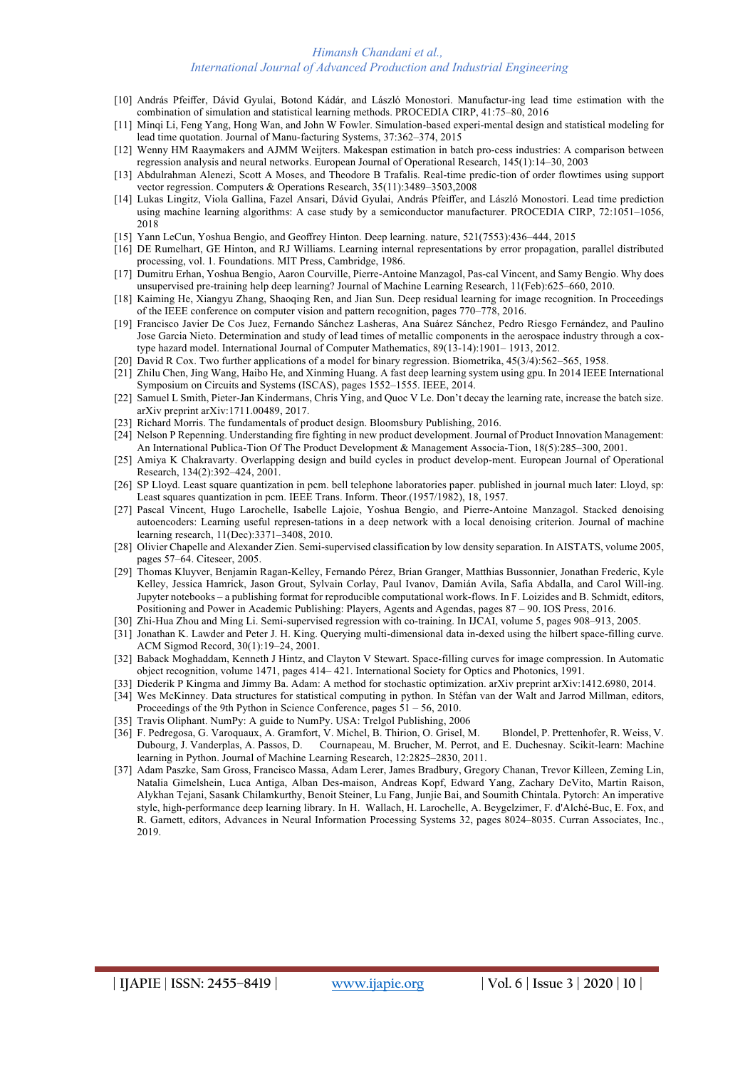- [10] András Pfeiffer, Dávid Gyulai, Botond Kádár, and László Monostori. Manufactur-ing lead time estimation with the combination of simulation and statistical learning methods. PROCEDIA CIRP, 41:75–80, 2016
- [11] Minqi Li, Feng Yang, Hong Wan, and John W Fowler. Simulation-based experi-mental design and statistical modeling for lead time quotation. Journal of Manu-facturing Systems, 37:362–374, 2015
- [12] Wenny HM Raaymakers and AJMM Weijters. Makespan estimation in batch pro-cess industries: A comparison between regression analysis and neural networks. European Journal of Operational Research, 145(1):14–30, 2003
- [13] Abdulrahman Alenezi, Scott A Moses, and Theodore B Trafalis. Real-time predic-tion of order flowtimes using support vector regression. Computers & Operations Research, 35(11):3489–3503,2008
- [14] Lukas Lingitz, Viola Gallina, Fazel Ansari, Dávid Gyulai, András Pfeiffer, and László Monostori. Lead time prediction using machine learning algorithms: A case study by a semiconductor manufacturer. PROCEDIA CIRP, 72:1051–1056, 2018
- [15] Yann LeCun, Yoshua Bengio, and Geoffrey Hinton. Deep learning. nature, 521(7553):436–444, 2015
- [16] DE Rumelhart, GE Hinton, and RJ Williams. Learning internal representations by error propagation, parallel distributed processing, vol. 1. Foundations. MIT Press, Cambridge, 1986.
- [17] Dumitru Erhan, Yoshua Bengio, Aaron Courville, Pierre-Antoine Manzagol, Pas-cal Vincent, and Samy Bengio. Why does unsupervised pre-training help deep learning? Journal of Machine Learning Research, 11(Feb):625–660, 2010.
- [18] Kaiming He, Xiangyu Zhang, Shaoqing Ren, and Jian Sun. Deep residual learning for image recognition. In Proceedings of the IEEE conference on computer vision and pattern recognition, pages 770–778, 2016.
- [19] Francisco Javier De Cos Juez, Fernando Sánchez Lasheras, Ana Suárez Sánchez, Pedro Riesgo Fernández, and Paulino Jose Garcia Nieto. Determination and study of lead times of metallic components in the aerospace industry through a cox-type hazard model. International Journal of Computer Mathematics, 89(13-14):1901– 1913, 2012.
- [20] David R Cox. Two further applications of a model for binary regression. Biometrika, 45(3/4):562–565, 1958.
- [21] Zhilu Chen, Jing Wang, Haibo He, and Xinming Huang. A fast deep learning system using gpu. In 2014 IEEE International Symposium on Circuits and Systems (ISCAS), pages 1552–1555. IEEE, 2014.
- [22] Samuel L Smith, Pieter-Jan Kindermans, Chris Ying, and Quoc V Le. Don't decay the learning rate, increase the batch size. arXiv preprint arXiv:1711.00489, 2017.
- [23] Richard Morris. The fundamentals of product design. Bloomsbury Publishing, 2016.
- [24] Nelson P Repenning. Understanding fire fighting in new product development. Journal of Product Innovation Management: An International Publica-Tion Of The Product Development & Management Associa-Tion, 18(5):285–300, 2001.
- [25] Amiya K Chakravarty. Overlapping design and build cycles in product develop-ment. European Journal of Operational Research, 134(2):392–424, 2001.
- [26] SP Lloyd. Least square quantization in pcm. bell telephone laboratories paper. published in journal much later: Lloyd, sp: Least squares quantization in PCM. IEEE Trans. Inform. Theor.(1957/1982), 18, 1957.
- [27] Pascal Vincent, Hugo Larochelle, Isabelle Lajoie, Yoshua Bengio, and Pierre-Antoine Manzagol. Stacked denoising autoencoders: Learning useful represen-tations in a deep network with a local denoising criterion. Journal of machine learning research, 11(Dec):3371–3408, 2010.
- [28] Olivier Chapelle and Alexander Zien. Semi-supervised classification by low density separation. In AISTATS, volume 2005, pages 57–64. Citeseer, 2005.
- [29] Thomas Kluyver, Benjamin Ragan-Kelley, Fernando Pérez, Brian Granger, Matthias Bussonnier, Jonathan Frederic, Kyle Kelley, Jessica Hamrick, Jason Grout, Sylvain Corlay, Paul Ivanov, Damián Avila, Safia Abdalla, and Carol Will-ing. Jupyter notebooks – a publishing format for reproducible computational work-flows. In F. Loizides and B. Schmidt, editors, Positioning and Power in Academic Publishing: Players, Agents and Agendas, pages 87 – 90. IOS Press, 2016.
- [30] Zhi-Hua Zhou and Ming Li. Semi-supervised regression with co-training. In IJCAI, volume 5, pages 908–913, 2005.
- [31] Jonathan K. Lawder and Peter J. H. King. Querying multi-dimensional data in-dexed using the hilbert space-filling curve. ACM Sigmod Record, 30(1):19–24, 2001.
- [32] Baback Moghaddam, Kenneth J Hintz, and Clayton V Stewart. Space-filling curves for image compression. In Automatic object recognition, volume 1471, pages 414– 421. International Society for Optics and Photonics, 1991.
- [33] Diederik P Kingma and Jimmy Ba. Adam: A method for stochastic optimization. arXiv preprint arXiv:1412.6980, 2014.
- [34] Wes McKinney. Data structures for statistical computing in python. In Stéfan van der Walt and Jarrod Millman, editors, Proceedings of the 9th Python in Science Conference, pages 51 – 56, 2010.
- [35] Travis Oliphant. NumPy: A guide to NumPy. USA: Trelgol Publishing, 2006
- [36] F. Pedregosa, G. Varoquaux, A. Gramfort, V. Michel, B. Thirion, O. Grisel, M. Blondel, P. Prettenhofer, R. Weiss, V. Dubourg, J. Vanderplas, A. Passos, D. Cournapeau, M. Brucher, M. Perrot, and E. Duchesnay. Scikit-learn: Machine learning in Python. Journal of Machine Learning Research, 12:2825–2830, 2011.
- [37] Adam Paszke, Sam Gross, Francisco Massa, Adam Lerer, James Bradbury, Gregory Chanan, Trevor Killeen, Zeming Lin, Natalia Gimelshein, Luca Antiga, Alban Des-maison, Andreas Kopf, Edward Yang, Zachary DeVito, Martin Raison, Alykhan Tejani, Sasank Chilamkurthy, Benoit Steiner, Lu Fang, Junjie Bai, and Soumith Chintala. Pytorch: An imperative style, high-performance deep learning library. In H. Wallach, H. Larochelle, A. Beygelzimer, F. d'Alché-Buc, E. Fox, and R. Garnett, editors, Advances in Neural Information Processing Systems 32, pages 8024–8035. Curran Associates, Inc., 2019.